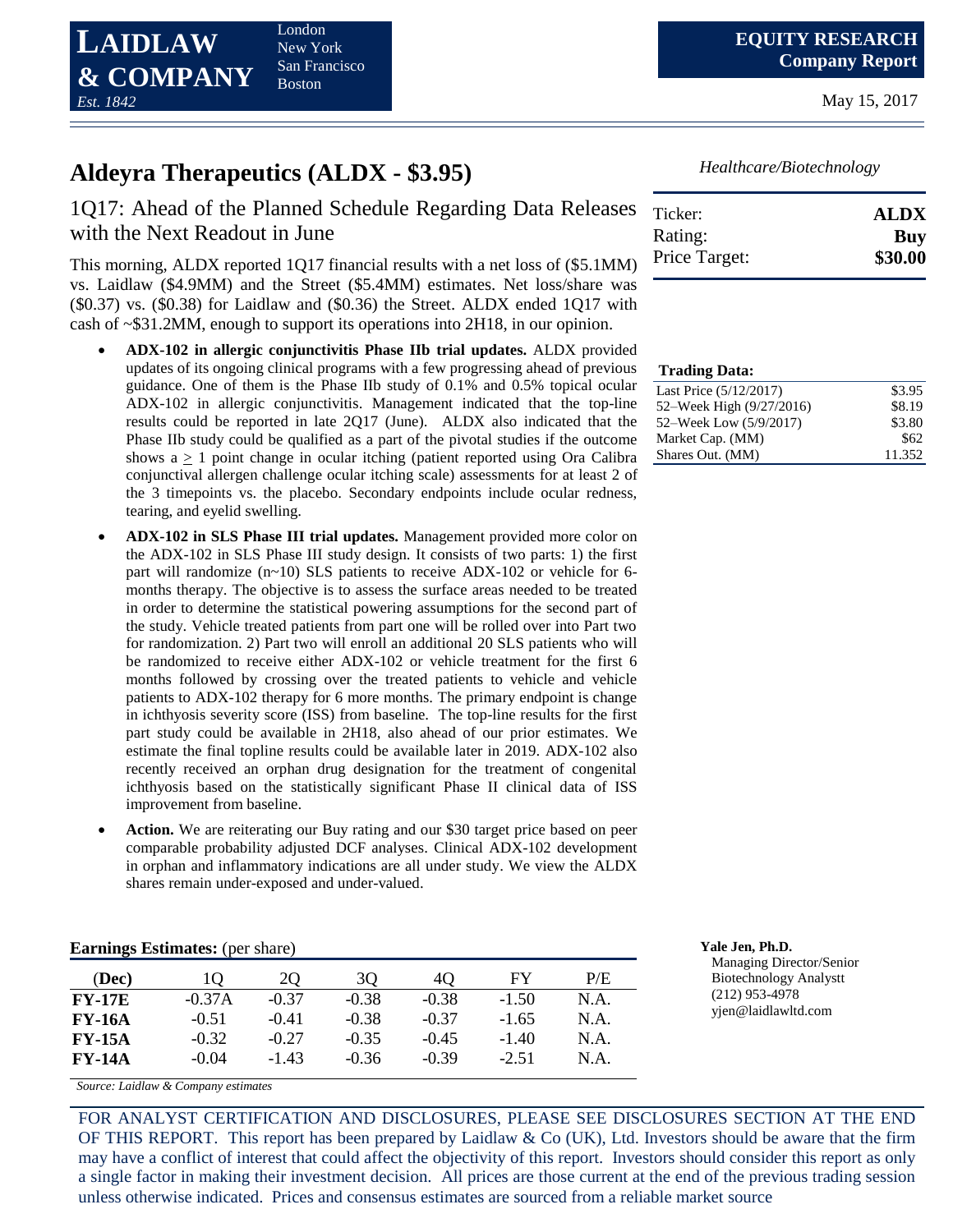**LAIDLAW & COMPANY**
*Est. 1842*

London
New York
San Francisco
Boston

**EQUITY RESEARCH**
**Company Report**

May 15, 2017

# Aldeyra Therapeutics (ALDX - $3.95)

*Healthcare/Biotechnology*

| Ticker: | **ALDX** |
|---|---|
| Rating: | **Buy** |
| Price Target: | **$30.00** |

## 1Q17: Ahead of the Planned Schedule Regarding Data Releases with the Next Readout in June

This morning, ALDX reported 1Q17 financial results with a net loss of ($5.1MM) vs. Laidlaw ($4.9MM) and the Street ($5.4MM) estimates. Net loss/share was ($0.37) vs. ($0.38) for Laidlaw and ($0.36) the Street. ALDX ended 1Q17 with cash of ~$31.2MM, enough to support its operations into 2H18, in our opinion.

- **ADX-102 in allergic conjunctivitis Phase IIb trial updates.** ALDX provided updates of its ongoing clinical programs with a few progressing ahead of previous guidance. One of them is the Phase IIb study of 0.1% and 0.5% topical ocular ADX-102 in allergic conjunctivitis. Management indicated that the top-line results could be reported in late 2Q17 (June). ALDX also indicated that the Phase IIb study could be qualified as a part of the pivotal studies if the outcome shows a $\geq$ 1 point change in ocular itching (patient reported using Ora Calibra conjunctival allergen challenge ocular itching scale) assessments for at least 2 of the 3 timepoints vs. the placebo. Secondary endpoints include ocular redness, tearing, and eyelid swelling.
- **ADX-102 in SLS Phase III trial updates.** Management provided more color on the ADX-102 in SLS Phase III study design. It consists of two parts: 1) the first part will randomize (n~10) SLS patients to receive ADX-102 or vehicle for 6-months therapy. The objective is to assess the surface areas needed to be treated in order to determine the statistical powering assumptions for the second part of the study. Vehicle treated patients from part one will be rolled over into Part two for randomization. 2) Part two will enroll an additional 20 SLS patients who will be randomized to receive either ADX-102 or vehicle treatment for the first 6 months followed by crossing over the treated patients to vehicle and vehicle patients to ADX-102 therapy for 6 more months. The primary endpoint is change in ichthyosis severity score (ISS) from baseline. The top-line results for the first part study could be available in 2H18, also ahead of our prior estimates. We estimate the final topline results could be available later in 2019. ADX-102 also recently received an orphan drug designation for the treatment of congenital ichthyosis based on the statistically significant Phase II clinical data of ISS improvement from baseline.
- **Action.** We are reiterating our Buy rating and our $30 target price based on peer comparable probability adjusted DCF analyses. Clinical ADX-102 development in orphan and inflammatory indications are all under study. We view the ALDX shares remain under-exposed and under-valued.

**Trading Data:**

| | |
|---|---|
| Last Price (5/12/2017) | $3.95 |
| 52–Week High (9/27/2016) | $8.19 |
| 52–Week Low (5/9/2017) | $3.80 |
| Market Cap. (MM) | $62 |
| Shares Out. (MM) | 11.352 |

**Earnings Estimates:** (per share)

| (Dec) | 1Q | 2Q | 3Q | 4Q | FY | P/E |
|---|---|---|---|---|---|---|
| **FY-17E** | -0.37A | -0.37 | -0.38 | -0.38 | -1.50 | N.A. |
| **FY-16A** | -0.51 | -0.41 | -0.38 | -0.37 | -1.65 | N.A. |
| **FY-15A** | -0.32 | -0.27 | -0.35 | -0.45 | -1.40 | N.A. |
| **FY-14A** | -0.04 | -1.43 | -0.36 | -0.39 | -2.51 | N.A. |

*Source: Laidlaw & Company estimates*

**Yale Jen, Ph.D.**
Managing Director/Senior Biotechnology Analystt
(212) 953-4978
yjen@laidlawltd.com

FOR ANALYST CERTIFICATION AND DISCLOSURES, PLEASE SEE DISCLOSURES SECTION AT THE END OF THIS REPORT. This report has been prepared by Laidlaw & Co (UK), Ltd. Investors should be aware that the firm may have a conflict of interest that could affect the objectivity of this report. Investors should consider this report as only a single factor in making their investment decision. All prices are those current at the end of the previous trading session unless otherwise indicated. Prices and consensus estimates are sourced from a reliable market source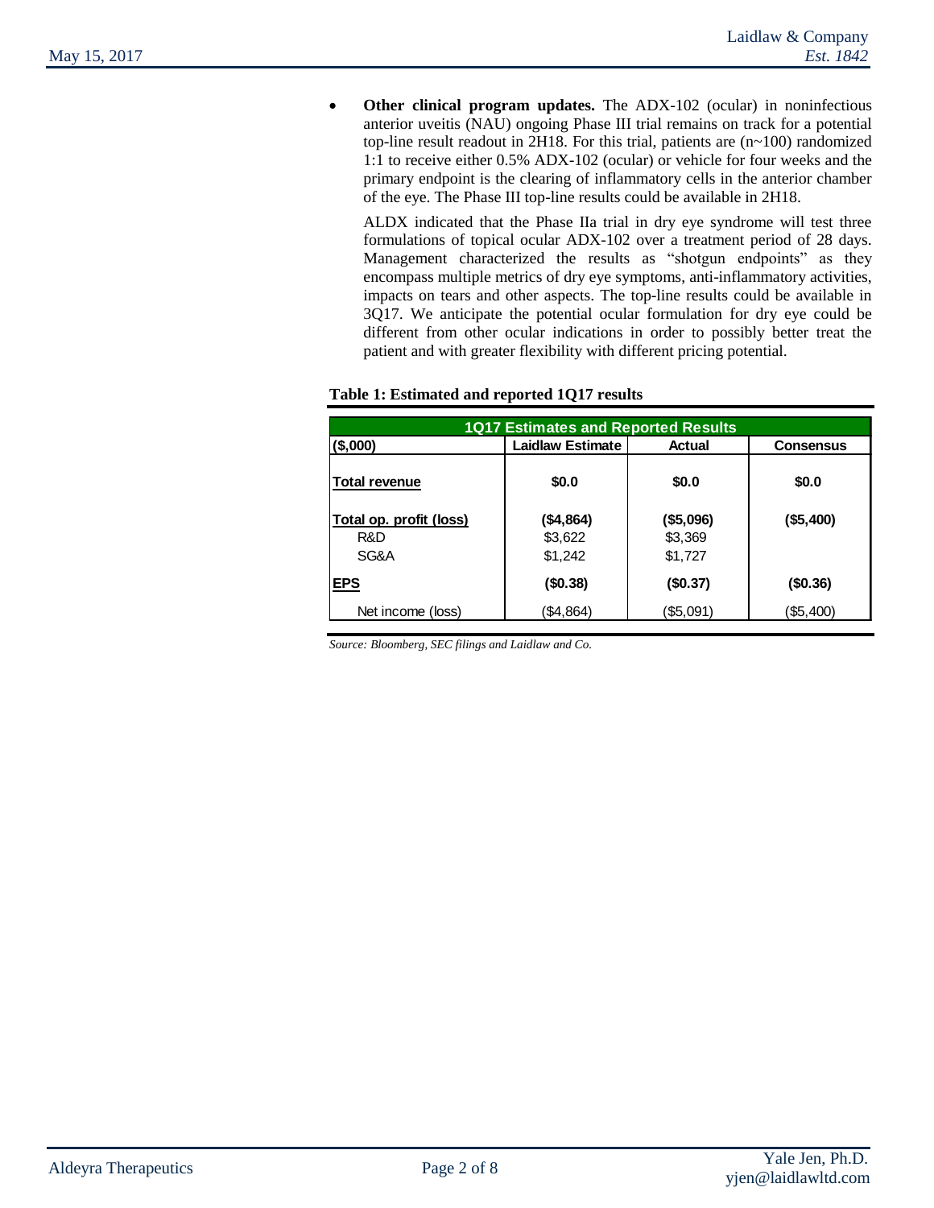- **Other clinical program updates.** The ADX-102 (ocular) in noninfectious anterior uveitis (NAU) ongoing Phase III trial remains on track for a potential top-line result readout in 2H18. For this trial, patients are (n~100) randomized 1:1 to receive either 0.5% ADX-102 (ocular) or vehicle for four weeks and the primary endpoint is the clearing of inflammatory cells in the anterior chamber of the eye. The Phase III top-line results could be available in 2H18.

  ALDX indicated that the Phase IIa trial in dry eye syndrome will test three formulations of topical ocular ADX-102 over a treatment period of 28 days. Management characterized the results as "shotgun endpoints" as they encompass multiple metrics of dry eye symptoms, anti-inflammatory activities, impacts on tears and other aspects. The top-line results could be available in 3Q17. We anticipate the potential ocular formulation for dry eye could be different from other ocular indications in order to possibly better treat the patient and with greater flexibility with different pricing potential.

**Table 1: Estimated and reported 1Q17 results**

| 1Q17 Estimates and Reported Results | | | |
|---|---|---|---|
| **($,000)** | **Laidlaw Estimate** | **Actual** | **Consensus** |
| **Total revenue** | **$0.0** | **$0.0** | **$0.0** |
| **Total op. profit (loss)** | **($4,864)** | **($5,096)** | **($5,400)** |
| R&D | $3,622 | $3,369 | |
| SG&A | $1,242 | $1,727 | |
| **EPS** | **($0.38)** | **($0.37)** | **($0.36)** |
| Net income (loss) | ($4,864) | ($5,091) | ($5,400) |

*Source: Bloomberg, SEC filings and Laidlaw and Co.*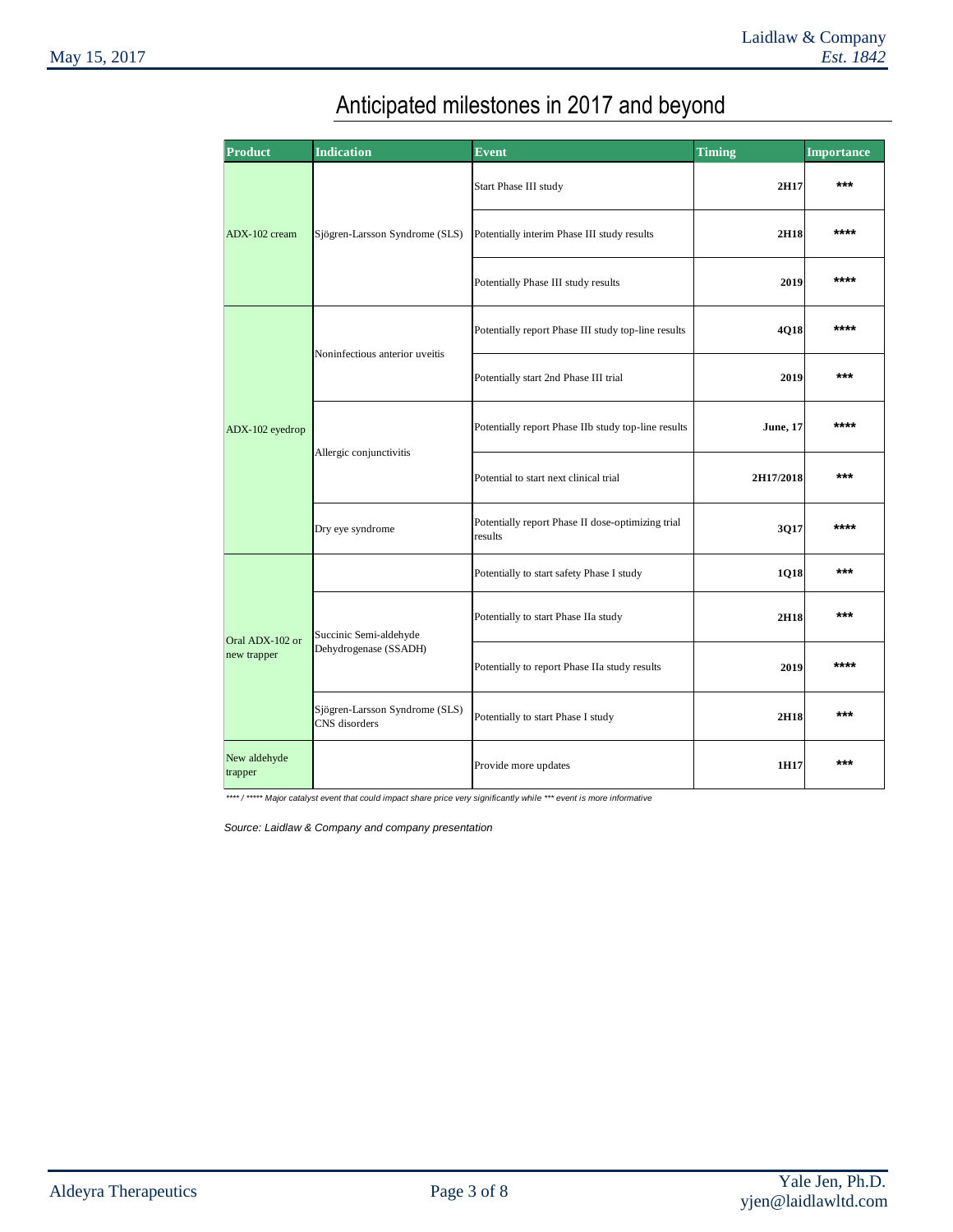## Anticipated milestones in 2017 and beyond

| Product | Indication | Event | Timing | Importance |
|---|---|---|---|---|
| ADX-102 cream | Sjögren-Larsson Syndrome (SLS) | Start Phase III study | **2H17** | *** |
| | | Potentially interim Phase III study results | **2H18** | **** |
| | | Potentially Phase III study results | **2019** | **** |
| ADX-102 eyedrop | Noninfectious anterior uveitis | Potentially report Phase III study top-line results | **4Q18** | **** |
| | | Potentially start 2nd Phase III trial | **2019** | *** |
| | Allergic conjunctivitis | Potentially report Phase IIb study top-line results | **June, 17** | **** |
| | | Potential to start next clinical trial | **2H17/2018** | *** |
| | Dry eye syndrome | Potentially report Phase II dose-optimizing trial results | **3Q17** | **** |
| Oral ADX-102 or new trapper | | Potentially to start safety Phase I study | **1Q18** | *** |
| | Succinic Semi-aldehyde Dehydrogenase (SSADH) | Potentially to start Phase IIa study | **2H18** | *** |
| | | Potentially to report Phase IIa study results | **2019** | **** |
| | Sjögren-Larsson Syndrome (SLS) CNS disorders | Potentially to start Phase I study | **2H18** | *** |
| New aldehyde trapper | | Provide more updates | **1H17** | *** |

*\*\*\*\* / \*\*\*\*\* Major catalyst event that could impact share price very significantly while \*\*\* event is more informative*

*Source: Laidlaw & Company and company presentation*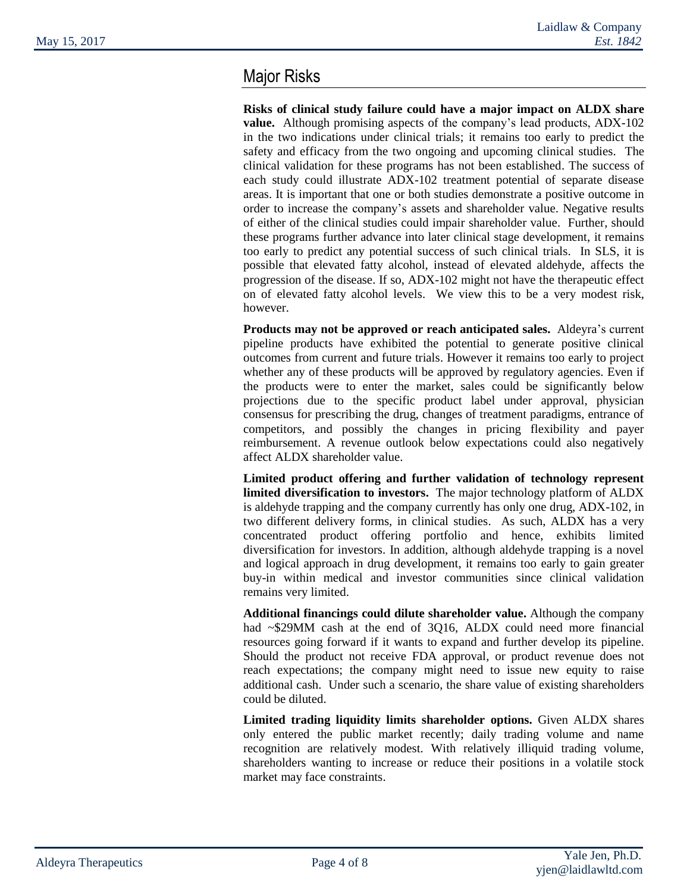## Major Risks

**Risks of clinical study failure could have a major impact on ALDX share value.** Although promising aspects of the company's lead products, ADX-102 in the two indications under clinical trials; it remains too early to predict the safety and efficacy from the two ongoing and upcoming clinical studies. The clinical validation for these programs has not been established. The success of each study could illustrate ADX-102 treatment potential of separate disease areas. It is important that one or both studies demonstrate a positive outcome in order to increase the company's assets and shareholder value. Negative results of either of the clinical studies could impair shareholder value. Further, should these programs further advance into later clinical stage development, it remains too early to predict any potential success of such clinical trials. In SLS, it is possible that elevated fatty alcohol, instead of elevated aldehyde, affects the progression of the disease. If so, ADX-102 might not have the therapeutic effect on of elevated fatty alcohol levels. We view this to be a very modest risk, however.

**Products may not be approved or reach anticipated sales.** Aldeyra's current pipeline products have exhibited the potential to generate positive clinical outcomes from current and future trials. However it remains too early to project whether any of these products will be approved by regulatory agencies. Even if the products were to enter the market, sales could be significantly below projections due to the specific product label under approval, physician consensus for prescribing the drug, changes of treatment paradigms, entrance of competitors, and possibly the changes in pricing flexibility and payer reimbursement. A revenue outlook below expectations could also negatively affect ALDX shareholder value.

**Limited product offering and further validation of technology represent limited diversification to investors.** The major technology platform of ALDX is aldehyde trapping and the company currently has only one drug, ADX-102, in two different delivery forms, in clinical studies. As such, ALDX has a very concentrated product offering portfolio and hence, exhibits limited diversification for investors. In addition, although aldehyde trapping is a novel and logical approach in drug development, it remains too early to gain greater buy-in within medical and investor communities since clinical validation remains very limited.

**Additional financings could dilute shareholder value.** Although the company had ~$29MM cash at the end of 3Q16, ALDX could need more financial resources going forward if it wants to expand and further develop its pipeline. Should the product not receive FDA approval, or product revenue does not reach expectations; the company might need to issue new equity to raise additional cash. Under such a scenario, the share value of existing shareholders could be diluted.

**Limited trading liquidity limits shareholder options.** Given ALDX shares only entered the public market recently; daily trading volume and name recognition are relatively modest. With relatively illiquid trading volume, shareholders wanting to increase or reduce their positions in a volatile stock market may face constraints.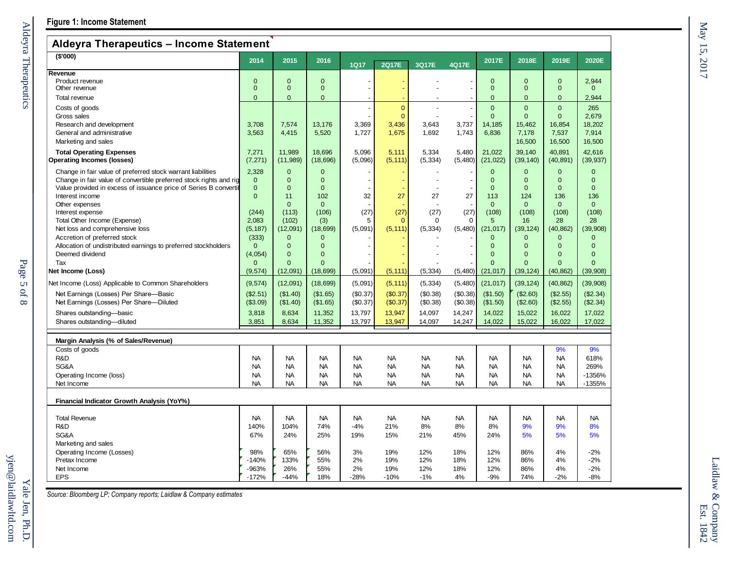**Figure 1: Income Statement**

**Aldeyra Therapeutics – Income Statement**

| ($'000) | 2014 | 2015 | 2016 | 1Q17 | 2Q17E | 3Q17E | 4Q17E | 2017E | 2018E | 2019E | 2020E |
|---|---|---|---|---|---|---|---|---|---|---|---|
| **Revenue** | | | | | | | | | | | |
| Product revenue | 0 | 0 | 0 | - | - | - | - | 0 | 0 | 0 | 2,944 |
| Other revenue | 0 | 0 | 0 | - | - | - | - | 0 | 0 | 0 | 0 |
| Total revenue | 0 | 0 | 0 | - | - | - | - | 0 | 0 | 0 | 2,944 |
| Costs of goods | | | | - | 0 | - | - | 0 | 0 | 0 | 265 |
| Gross sales | | | | - | 0 | - | - | 0 | 0 | 0 | 2,679 |
| Research and development | 3,708 | 7,574 | 13,176 | 3,369 | 3,436 | 3,643 | 3,737 | 14,185 | 15,462 | 16,854 | 18,202 |
| General and administrative | 3,563 | 4,415 | 5,520 | 1,727 | 1,675 | 1,692 | 1,743 | 6,836 | 7,178 | 7,537 | 7,914 |
| Marketing and sales | | | | | | | | | 16,500 | 16,500 | 16,500 |
| **Total Operating Expenses** | 7,271 | 11,989 | 18,696 | 5,096 | 5,111 | 5,334 | 5,480 | 21,022 | 39,140 | 40,891 | 42,616 |
| **Operating Incomes (losses)** | (7,271) | (11,989) | (18,696) | (5,096) | (5,111) | (5,334) | (5,480) | (21,022) | (39,140) | (40,891) | (39,937) |
| Change in fair value of preferred stock warrant liabilities | 2,328 | 0 | 0 | - | - | - | - | 0 | 0 | 0 | 0 |
| Change in fair value of convertible preferred stock rights and rig | 0 | 0 | 0 | - | - | - | - | 0 | 0 | 0 | 0 |
| Value provided in excess of issuance price of Series B converti | 0 | 0 | 0 | - | - | - | - | 0 | 0 | 0 | 0 |
| Interest income | 0 | 11 | 102 | 32 | 27 | 27 | 27 | 113 | 124 | 136 | 136 |
| Other expenses | | 0 | 0 | - | - | - | - | 0 | 0 | 0 | 0 |
| Interest expense | (244) | (113) | (106) | (27) | (27) | (27) | (27) | (108) | (108) | (108) | (108) |
| Total Other Income (Expense) | 2,083 | (102) | (3) | 5 | 0 | 0 | 0 | 5 | 16 | 28 | 28 |
| Net loss and comprehensive loss | (5,187) | (12,091) | (18,699) | (5,091) | (5,111) | (5,334) | (5,480) | (21,017) | (39,124) | (40,862) | (39,908) |
| Accretion of preferred stock | (333) | 0 | 0 | - | - | - | - | 0 | 0 | 0 | 0 |
| Allocation of undistributed earnings to preferred stockholders | 0 | 0 | 0 | - | - | - | - | 0 | 0 | 0 | 0 |
| Deemed dividend | (4,054) | 0 | 0 | - | - | - | - | 0 | 0 | 0 | 0 |
| Tax | 0 | 0 | 0 | - | - | - | - | 0 | 0 | 0 | 0 |
| **Net Income (Loss)** | (9,574) | (12,091) | (18,699) | (5,091) | (5,111) | (5,334) | (5,480) | (21,017) | (39,124) | (40,862) | (39,908) |
| Net Income (Loss) Applicable to Common Shareholders | (9,574) | (12,091) | (18,699) | (5,091) | (5,111) | (5,334) | (5,480) | (21,017) | (39,124) | (40,862) | (39,908) |
| Net Earnings (Losses) Per Share—Basic | ($2.51) | ($1.40) | ($1.65) | ($0.37) | ($0.37) | ($0.38) | ($0.38) | ($1.50) | ($2.60) | ($2.55) | ($2.34) |
| Net Earnings (Losses) Per Share—Diluted | ($3.09) | ($1.40) | ($1.65) | ($0.37) | ($0.37) | ($0.38) | ($0.38) | ($1.50) | ($2.60) | ($2.55) | ($2.34) |
| Shares outstanding—basic | 3,818 | 8,634 | 11,352 | 13,797 | 13,947 | 14,097 | 14,247 | 14,022 | 15,022 | 16,022 | 17,022 |
| Shares outstanding—diluted | 3,851 | 8,634 | 11,352 | 13,797 | 13,947 | 14,097 | 14,247 | 14,022 | 15,022 | 16,022 | 17,022 |
| **Margin Analysis (% of Sales/Revenue)** | | | | | | | | | | | |
| Costs of goods | | | | | | | | | | 9% | 9% |
| R&D | NA | NA | NA | NA | NA | NA | NA | NA | NA | NA | 618% |
| SG&A | NA | NA | NA | NA | NA | NA | NA | NA | NA | NA | 269% |
| Operating Income (loss) | NA | NA | NA | NA | NA | NA | NA | NA | NA | NA | -1356% |
| Net Income | NA | NA | NA | NA | NA | NA | NA | NA | NA | NA | -1355% |
| **Financial Indicator Growth Analysis (YoY%)** | | | | | | | | | | | |
| Total Revenue | NA | NA | NA | NA | NA | NA | NA | NA | NA | NA | NA |
| R&D | 140% | 104% | 74% | -4% | 21% | 8% | 8% | 8% | 9% | 9% | 8% |
| SG&A | 67% | 24% | 25% | 19% | 15% | 21% | 45% | 24% | 5% | 5% | 5% |
| Marketing and sales | | | | | | | | | | | |
| Operating Income (Losses) | 98% | 65% | 56% | 3% | 19% | 12% | 18% | 12% | 86% | 4% | -2% |
| Pretax Income | -140% | 133% | 55% | 2% | 19% | 12% | 18% | 12% | 86% | 4% | -2% |
| Net Income | -963% | 26% | 55% | 2% | 19% | 12% | 18% | 12% | 86% | 4% | -2% |
| EPS | -172% | -44% | 18% | -28% | -10% | -1% | 4% | -9% | 74% | -2% | -8% |

*Source: Bloomberg LP; Company reports; Laidlaw & Company estimates*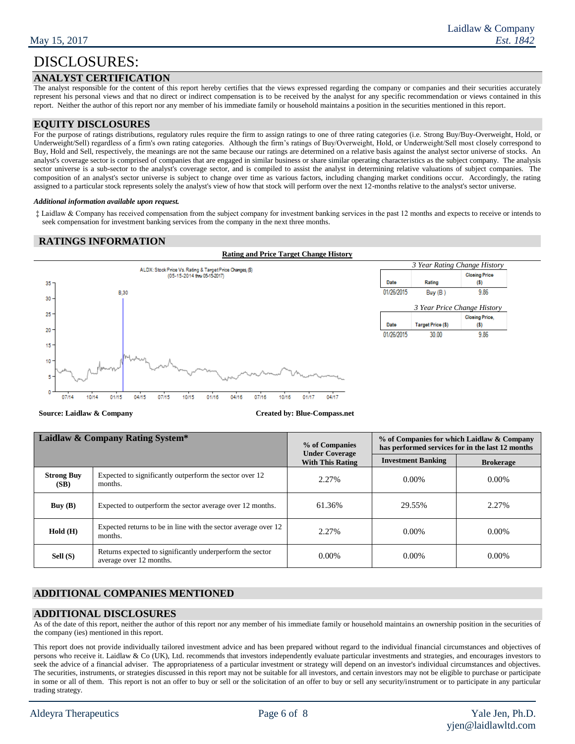# DISCLOSURES:

## ANALYST CERTIFICATION

The analyst responsible for the content of this report hereby certifies that the views expressed regarding the company or companies and their securities accurately represent his personal views and that no direct or indirect compensation is to be received by the analyst for any specific recommendation or views contained in this report. Neither the author of this report nor any member of his immediate family or household maintains a position in the securities mentioned in this report.

## EQUITY DISCLOSURES

For the purpose of ratings distributions, regulatory rules require the firm to assign ratings to one of three rating categories (i.e. Strong Buy/Buy-Overweight, Hold, or Underweight/Sell) regardless of a firm's own rating categories. Although the firm's ratings of Buy/Overweight, Hold, or Underweight/Sell most closely correspond to Buy, Hold and Sell, respectively, the meanings are not the same because our ratings are determined on a relative basis against the analyst sector universe of stocks. An analyst's coverage sector is comprised of companies that are engaged in similar business or share similar operating characteristics as the subject company. The analysis sector universe is a sub-sector to the analyst's coverage sector, and is compiled to assist the analyst in determining relative valuations of subject companies. The composition of an analyst's sector universe is subject to change over time as various factors, including changing market conditions occur. Accordingly, the rating assigned to a particular stock represents solely the analyst's view of how that stock will perform over the next 12-months relative to the analyst's sector universe.

***Additional information available upon request.***

‡ Laidlaw & Company has received compensation from the subject company for investment banking services in the past 12 months and expects to receive or intends to seek compensation for investment banking services from the company in the next three months.

## RATINGS INFORMATION

**Rating and Price Target Change History**

ALDX: Stock Price Vs. Rating & Target Price Changes, ($) (05-15-2014 thru 05-15-2017)

*3 Year Rating Change History*

| Date | Rating | Closing Price ($) |
|---|---|---|
| 01/26/2015 | Buy (B ) | 9.86 |

*3 Year Price Change History*

| Date | Target Price ($) | Closing Price, ($) |
|---|---|---|
| 01/26/2015 | 30.00 | 9.86 |

**Source: Laidlaw & Company** **Created by: Blue-Compass.net**

| Laidlaw & Company Rating System* | | % of Companies Under Coverage With This Rating | % of Companies for which Laidlaw & Company has performed services for in the last 12 months | |
|---|---|---|---|---|
| | | | Investment Banking | Brokerage |
| **Strong Buy (SB)** | Expected to significantly outperform the sector over 12 months. | 2.27% | 0.00% | 0.00% |
| **Buy (B)** | Expected to outperform the sector average over 12 months. | 61.36% | 29.55% | 2.27% |
| **Hold (H)** | Expected returns to be in line with the sector average over 12 months. | 2.27% | 0.00% | 0.00% |
| **Sell (S)** | Returns expected to significantly underperform the sector average over 12 months. | 0.00% | 0.00% | 0.00% |

## ADDITIONAL COMPANIES MENTIONED

## ADDITIONAL DISCLOSURES

As of the date of this report, neither the author of this report nor any member of his immediate family or household maintains an ownership position in the securities of the company (ies) mentioned in this report.

This report does not provide individually tailored investment advice and has been prepared without regard to the individual financial circumstances and objectives of persons who receive it. Laidlaw & Co (UK), Ltd. recommends that investors independently evaluate particular investments and strategies, and encourages investors to seek the advice of a financial adviser. The appropriateness of a particular investment or strategy will depend on an investor's individual circumstances and objectives. The securities, instruments, or strategies discussed in this report may not be suitable for all investors, and certain investors may not be eligible to purchase or participate in some or all of them. This report is not an offer to buy or sell or the solicitation of an offer to buy or sell any security/instrument or to participate in any particular trading strategy.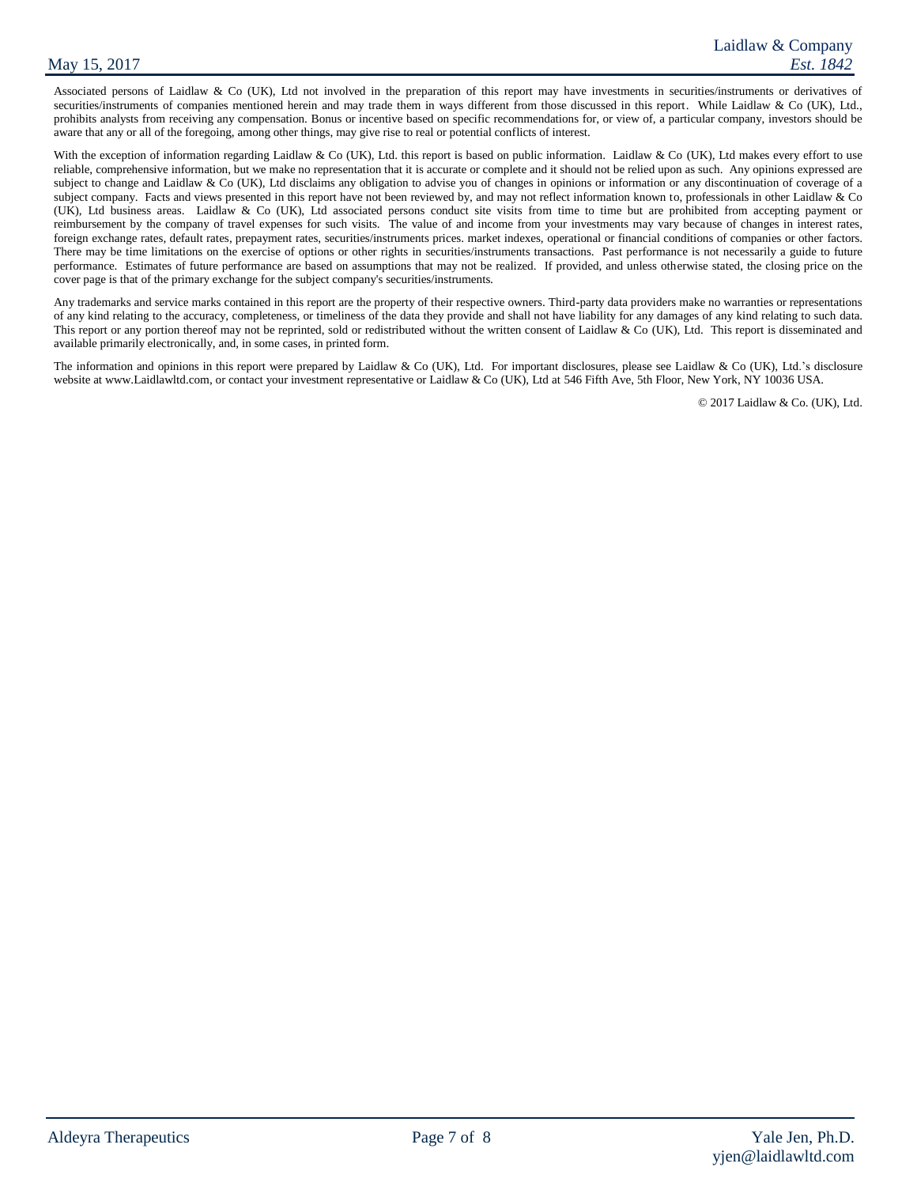Associated persons of Laidlaw & Co (UK), Ltd not involved in the preparation of this report may have investments in securities/instruments or derivatives of securities/instruments of companies mentioned herein and may trade them in ways different from those discussed in this report. While Laidlaw & Co (UK), Ltd., prohibits analysts from receiving any compensation. Bonus or incentive based on specific recommendations for, or view of, a particular company, investors should be aware that any or all of the foregoing, among other things, may give rise to real or potential conflicts of interest.

With the exception of information regarding Laidlaw & Co (UK), Ltd. this report is based on public information. Laidlaw & Co (UK), Ltd makes every effort to use reliable, comprehensive information, but we make no representation that it is accurate or complete and it should not be relied upon as such. Any opinions expressed are subject to change and Laidlaw & Co (UK), Ltd disclaims any obligation to advise you of changes in opinions or information or any discontinuation of coverage of a subject company. Facts and views presented in this report have not been reviewed by, and may not reflect information known to, professionals in other Laidlaw & Co (UK), Ltd business areas. Laidlaw & Co (UK), Ltd associated persons conduct site visits from time to time but are prohibited from accepting payment or reimbursement by the company of travel expenses for such visits. The value of and income from your investments may vary because of changes in interest rates, foreign exchange rates, default rates, prepayment rates, securities/instruments prices. market indexes, operational or financial conditions of companies or other factors. There may be time limitations on the exercise of options or other rights in securities/instruments transactions. Past performance is not necessarily a guide to future performance. Estimates of future performance are based on assumptions that may not be realized. If provided, and unless otherwise stated, the closing price on the cover page is that of the primary exchange for the subject company's securities/instruments.

Any trademarks and service marks contained in this report are the property of their respective owners. Third-party data providers make no warranties or representations of any kind relating to the accuracy, completeness, or timeliness of the data they provide and shall not have liability for any damages of any kind relating to such data. This report or any portion thereof may not be reprinted, sold or redistributed without the written consent of Laidlaw & Co (UK), Ltd. This report is disseminated and available primarily electronically, and, in some cases, in printed form.

The information and opinions in this report were prepared by Laidlaw & Co (UK), Ltd. For important disclosures, please see Laidlaw & Co (UK), Ltd.'s disclosure website at www.Laidlawltd.com, or contact your investment representative or Laidlaw & Co (UK), Ltd at 546 Fifth Ave, 5th Floor, New York, NY 10036 USA.

© 2017 Laidlaw & Co. (UK), Ltd.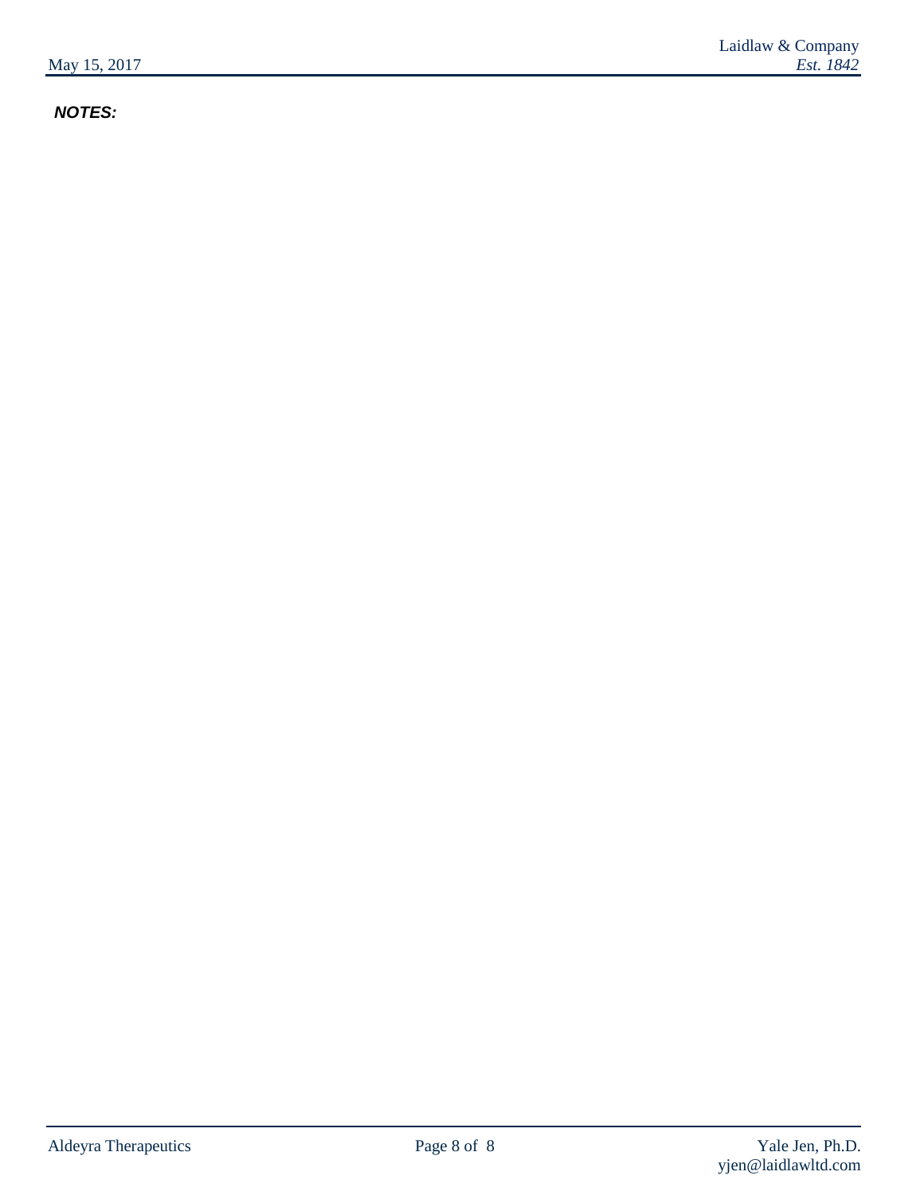***NOTES:***